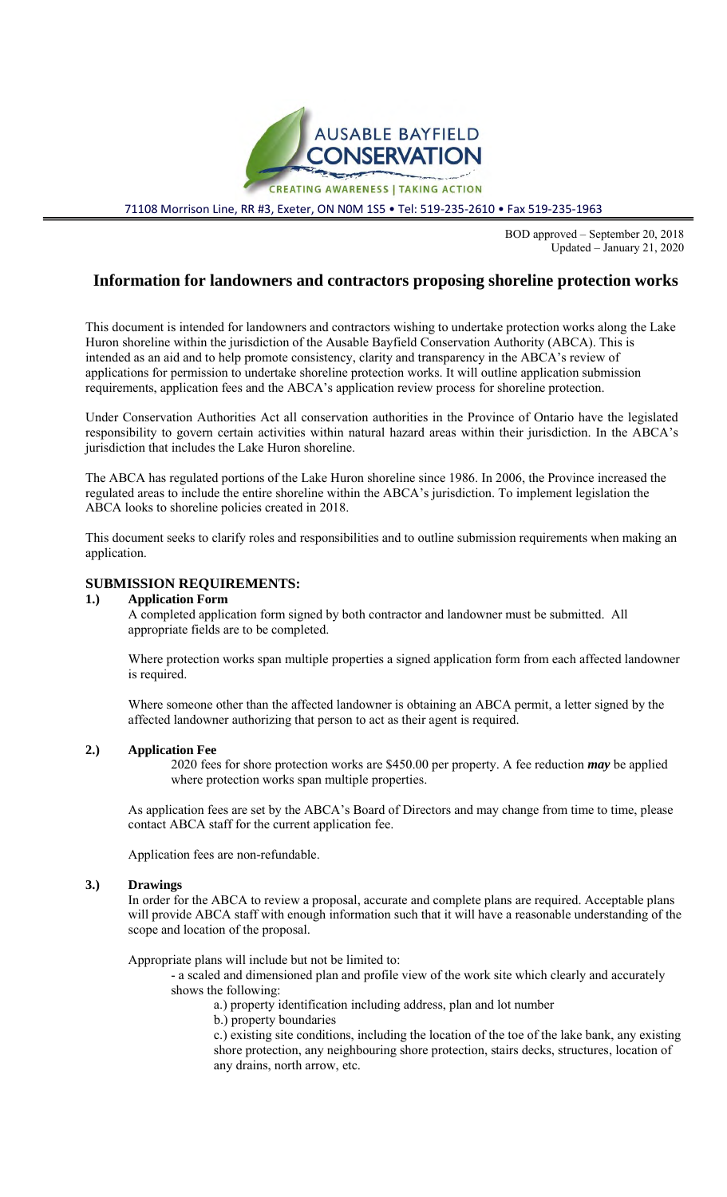AUSABLE BAYFIELD CONSERVATION

CREATING AWARENESS | TAKING ACTION

71108 Morrison Line, RR #3, Exeter, ON N0M 1S5 • Tel: 519-235-2610 • Fax 519-235-1963

BOD approved – September 20, 2018
Updated – January 21, 2020

# Information for landowners and contractors proposing shoreline protection works

This document is intended for landowners and contractors wishing to undertake protection works along the Lake Huron shoreline within the jurisdiction of the Ausable Bayfield Conservation Authority (ABCA). This is intended as an aid and to help promote consistency, clarity and transparency in the ABCA's review of applications for permission to undertake shoreline protection works. It will outline application submission requirements, application fees and the ABCA's application review process for shoreline protection.

Under Conservation Authorities Act all conservation authorities in the Province of Ontario have the legislated responsibility to govern certain activities within natural hazard areas within their jurisdiction. In the ABCA's jurisdiction that includes the Lake Huron shoreline.

The ABCA has regulated portions of the Lake Huron shoreline since 1986. In 2006, the Province increased the regulated areas to include the entire shoreline within the ABCA's jurisdiction. To implement legislation the ABCA looks to shoreline policies created in 2018.

This document seeks to clarify roles and responsibilities and to outline submission requirements when making an application.

## SUBMISSION REQUIREMENTS:

### 1.) Application Form

A completed application form signed by both contractor and landowner must be submitted. All appropriate fields are to be completed.

Where protection works span multiple properties a signed application form from each affected landowner is required.

Where someone other than the affected landowner is obtaining an ABCA permit, a letter signed by the affected landowner authorizing that person to act as their agent is required.

### 2.) Application Fee

2020 fees for shore protection works are $450.00 per property. A fee reduction ***may*** be applied where protection works span multiple properties.

As application fees are set by the ABCA's Board of Directors and may change from time to time, please contact ABCA staff for the current application fee.

Application fees are non-refundable.

### 3.) Drawings

In order for the ABCA to review a proposal, accurate and complete plans are required. Acceptable plans will provide ABCA staff with enough information such that it will have a reasonable understanding of the scope and location of the proposal.

Appropriate plans will include but not be limited to:

- a scaled and dimensioned plan and profile view of the work site which clearly and accurately shows the following:
  - a.) property identification including address, plan and lot number
  - b.) property boundaries
  - c.) existing site conditions, including the location of the toe of the lake bank, any existing shore protection, any neighbouring shore protection, stairs decks, structures, location of any drains, north arrow, etc.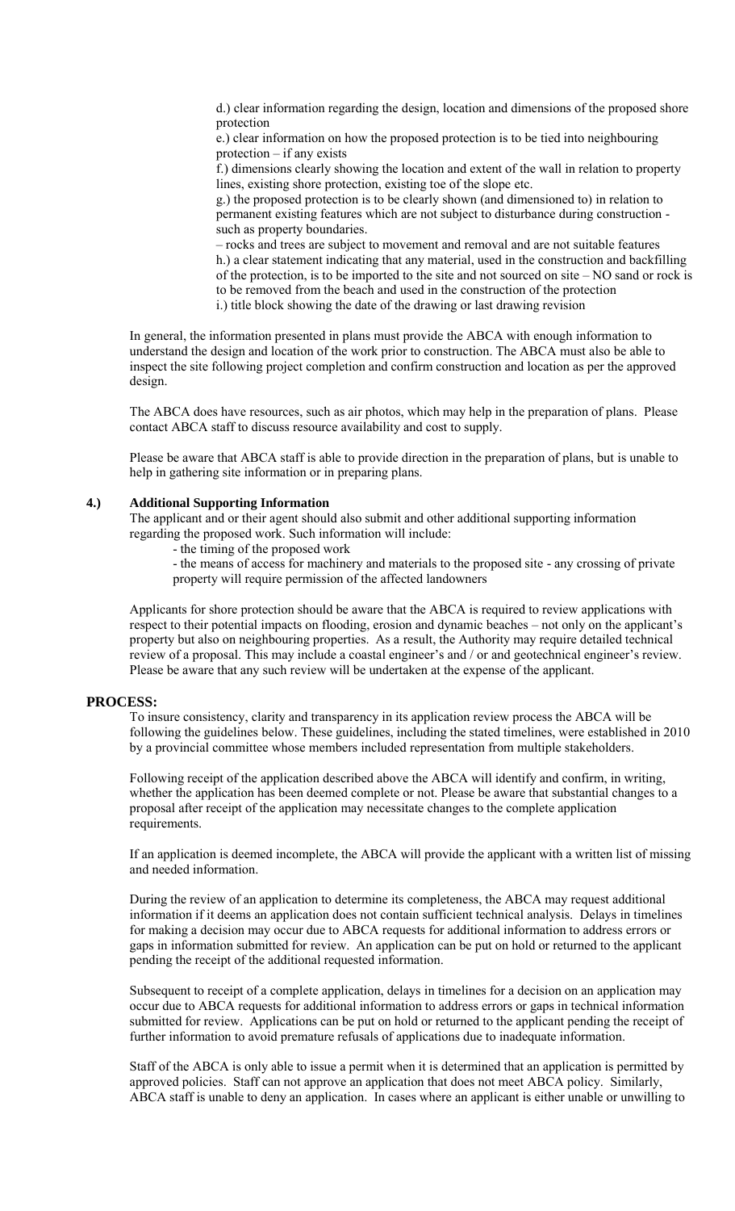d.) clear information regarding the design, location and dimensions of the proposed shore protection

e.) clear information on how the proposed protection is to be tied into neighbouring protection – if any exists

f.) dimensions clearly showing the location and extent of the wall in relation to property lines, existing shore protection, existing toe of the slope etc.

g.) the proposed protection is to be clearly shown (and dimensioned to) in relation to permanent existing features which are not subject to disturbance during construction - such as property boundaries.

– rocks and trees are subject to movement and removal and are not suitable features

h.) a clear statement indicating that any material, used in the construction and backfilling of the protection, is to be imported to the site and not sourced on site – NO sand or rock is to be removed from the beach and used in the construction of the protection

i.) title block showing the date of the drawing or last drawing revision

In general, the information presented in plans must provide the ABCA with enough information to understand the design and location of the work prior to construction. The ABCA must also be able to inspect the site following project completion and confirm construction and location as per the approved design.

The ABCA does have resources, such as air photos, which may help in the preparation of plans. Please contact ABCA staff to discuss resource availability and cost to supply.

Please be aware that ABCA staff is able to provide direction in the preparation of plans, but is unable to help in gathering site information or in preparing plans.

**4.) Additional Supporting Information**

The applicant and or their agent should also submit and other additional supporting information regarding the proposed work. Such information will include:

- the timing of the proposed work
- the means of access for machinery and materials to the proposed site - any crossing of private property will require permission of the affected landowners

Applicants for shore protection should be aware that the ABCA is required to review applications with respect to their potential impacts on flooding, erosion and dynamic beaches – not only on the applicant's property but also on neighbouring properties. As a result, the Authority may require detailed technical review of a proposal. This may include a coastal engineer's and / or and geotechnical engineer's review. Please be aware that any such review will be undertaken at the expense of the applicant.

## PROCESS:

To insure consistency, clarity and transparency in its application review process the ABCA will be following the guidelines below. These guidelines, including the stated timelines, were established in 2010 by a provincial committee whose members included representation from multiple stakeholders.

Following receipt of the application described above the ABCA will identify and confirm, in writing, whether the application has been deemed complete or not. Please be aware that substantial changes to a proposal after receipt of the application may necessitate changes to the complete application requirements.

If an application is deemed incomplete, the ABCA will provide the applicant with a written list of missing and needed information.

During the review of an application to determine its completeness, the ABCA may request additional information if it deems an application does not contain sufficient technical analysis. Delays in timelines for making a decision may occur due to ABCA requests for additional information to address errors or gaps in information submitted for review. An application can be put on hold or returned to the applicant pending the receipt of the additional requested information.

Subsequent to receipt of a complete application, delays in timelines for a decision on an application may occur due to ABCA requests for additional information to address errors or gaps in technical information submitted for review. Applications can be put on hold or returned to the applicant pending the receipt of further information to avoid premature refusals of applications due to inadequate information.

Staff of the ABCA is only able to issue a permit when it is determined that an application is permitted by approved policies. Staff can not approve an application that does not meet ABCA policy. Similarly, ABCA staff is unable to deny an application. In cases where an applicant is either unable or unwilling to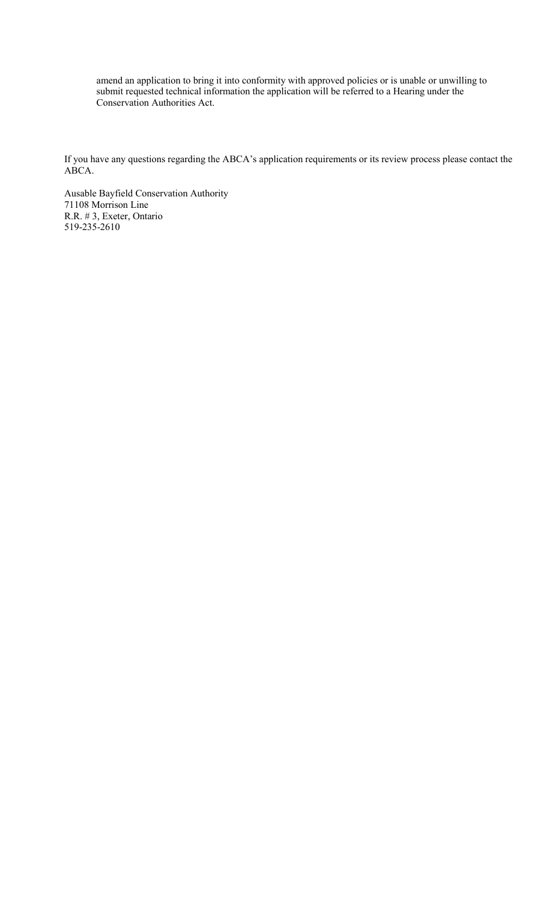amend an application to bring it into conformity with approved policies or is unable or unwilling to submit requested technical information the application will be referred to a Hearing under the Conservation Authorities Act.

If you have any questions regarding the ABCA's application requirements or its review process please contact the ABCA.

Ausable Bayfield Conservation Authority
71108 Morrison Line
R.R. # 3, Exeter, Ontario
519-235-2610